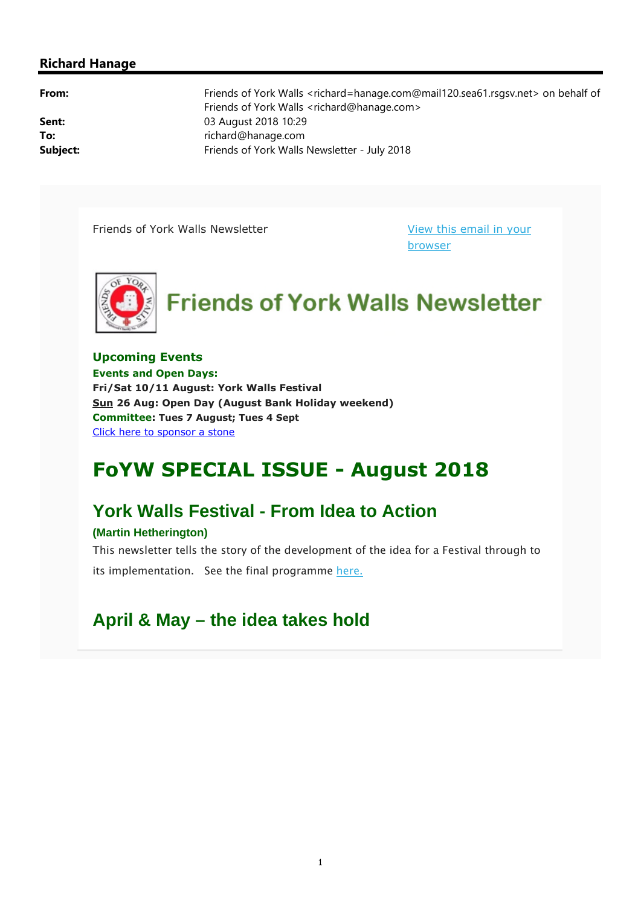## Richard Hanage

| | |
|---|---|
| **From:** | Friends of York Walls <richard=hanage.com@mail120.sea61.rsgsv.net> on behalf of Friends of York Walls <richard@hanage.com> |
| **Sent:** | 03 August 2018 10:29 |
| **To:** | richard@hanage.com |
| **Subject:** | Friends of York Walls Newsletter - July 2018 |

Friends of York Walls Newsletter

View this email in your browser

# Friends of York Walls Newsletter

### Upcoming Events

**Events and Open Days:**

**Fri/Sat 10/11 August: York Walls Festival**

**Sun 26 Aug: Open Day (August Bank Holiday weekend)**

**Committee: Tues 7 August; Tues 4 Sept**

Click here to sponsor a stone

# FoYW SPECIAL ISSUE - August 2018

## York Walls Festival - From Idea to Action

**(Martin Hetherington)**

This newsletter tells the story of the development of the idea for a Festival through to its implementation. See the final programme here.

## April & May – the idea takes hold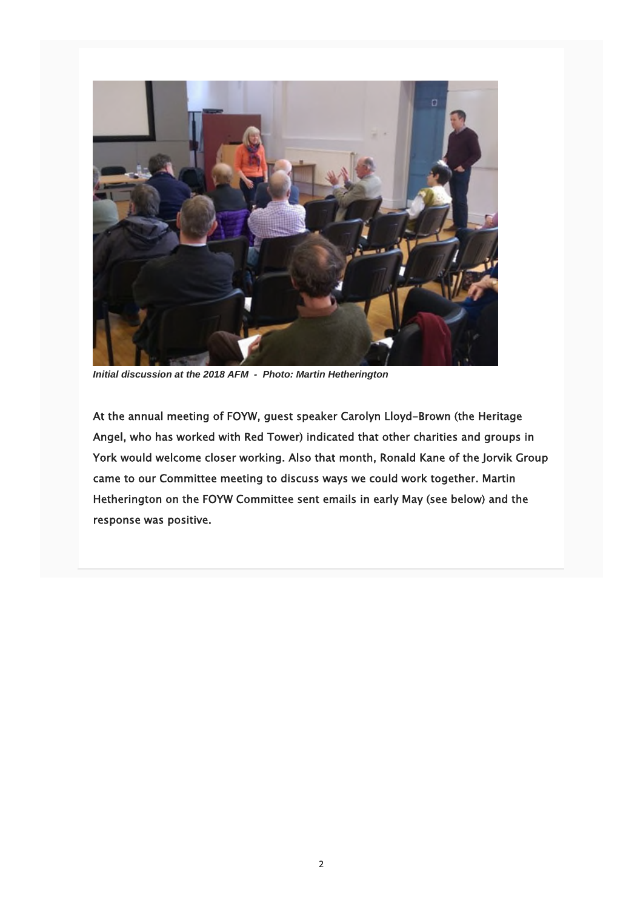*Initial discussion at the 2018 AFM - Photo: Martin Hetherington*

At the annual meeting of FOYW, guest speaker Carolyn Lloyd-Brown (the Heritage Angel, who has worked with Red Tower) indicated that other charities and groups in York would welcome closer working. Also that month, Ronald Kane of the Jorvik Group came to our Committee meeting to discuss ways we could work together. Martin Hetherington on the FOYW Committee sent emails in early May (see below) and the response was positive.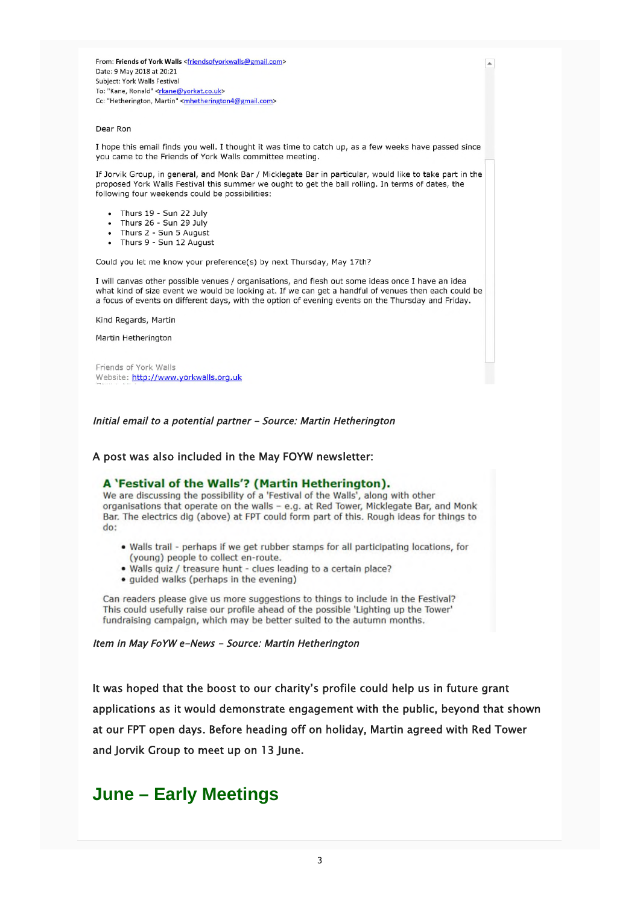From: **Friends of York Walls** <friendsofyorkwalls@gmail.com>
Date: 9 May 2018 at 20:21
Subject: York Walls Festival
To: "Kane, Ronald" <rkane@yorkat.co.uk>
Cc: "Hetherington, Martin" <mhetherington4@gmail.com>

Dear Ron

I hope this email finds you well. I thought it was time to catch up, as a few weeks have passed since you came to the Friends of York Walls committee meeting.

If Jorvik Group, in general, and Monk Bar / Micklegate Bar in particular, would like to take part in the proposed York Walls Festival this summer we ought to get the ball rolling. In terms of dates, the following four weekends could be possibilities:

- Thurs 19 - Sun 22 July
- Thurs 26 - Sun 29 July
- Thurs 2 - Sun 5 August
- Thurs 9 - Sun 12 August

Could you let me know your preference(s) by next Thursday, May 17th?

I will canvas other possible venues / organisations, and flesh out some ideas once I have an idea what kind of size event we would be looking at. If we can get a handful of venues then each could be a focus of events on different days, with the option of evening events on the Thursday and Friday.

Kind Regards, Martin

Martin Hetherington

Friends of York Walls
Website: http://www.yorkwalls.org.uk

*Initial email to a potential partner – Source: Martin Hetherington*

A post was also included in the May FOYW newsletter:

**A 'Festival of the Walls'? (Martin Hetherington).**
We are discussing the possibility of a 'Festival of the Walls', along with other organisations that operate on the walls – e.g. at Red Tower, Micklegate Bar, and Monk Bar. The electrics dig (above) at FPT could form part of this. Rough ideas for things to do:

- Walls trail - perhaps if we get rubber stamps for all participating locations, for (young) people to collect en-route.
- Walls quiz / treasure hunt - clues leading to a certain place?
- guided walks (perhaps in the evening)

Can readers please give us more suggestions to things to include in the Festival? This could usefully raise our profile ahead of the possible 'Lighting up the Tower' fundraising campaign, which may be better suited to the autumn months.

*Item in May FoYW e-News – Source: Martin Hetherington*

It was hoped that the boost to our charity's profile could help us in future grant applications as it would demonstrate engagement with the public, beyond that shown at our FPT open days. Before heading off on holiday, Martin agreed with Red Tower and Jorvik Group to meet up on 13 June.

## June – Early Meetings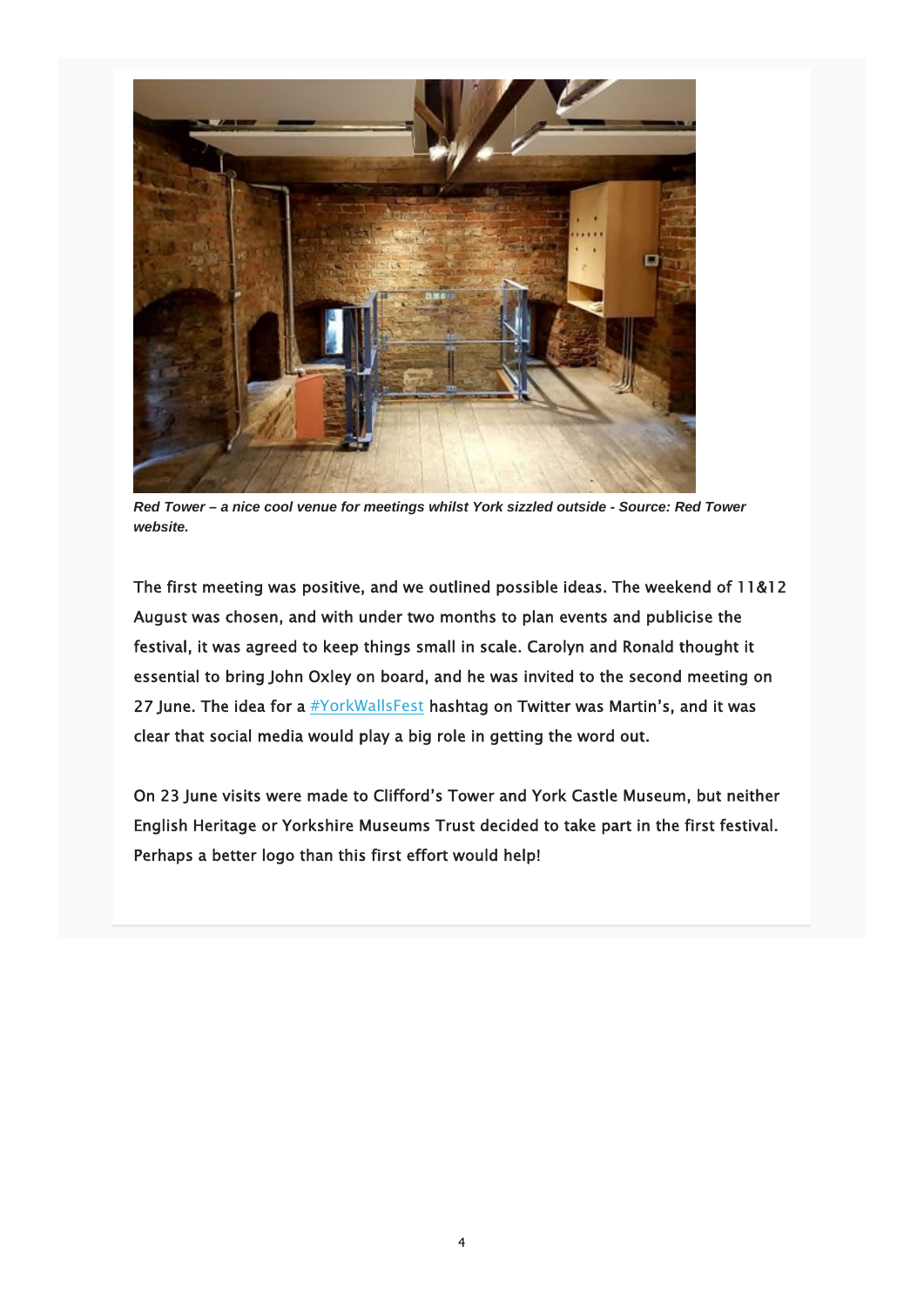***Red Tower – a nice cool venue for meetings whilst York sizzled outside - Source: Red Tower website.***

The first meeting was positive, and we outlined possible ideas. The weekend of 11&12 August was chosen, and with under two months to plan events and publicise the festival, it was agreed to keep things small in scale. Carolyn and Ronald thought it essential to bring John Oxley on board, and he was invited to the second meeting on 27 June. The idea for a #YorkWallsFest hashtag on Twitter was Martin's, and it was clear that social media would play a big role in getting the word out.

On 23 June visits were made to Clifford's Tower and York Castle Museum, but neither English Heritage or Yorkshire Museums Trust decided to take part in the first festival. Perhaps a better logo than this first effort would help!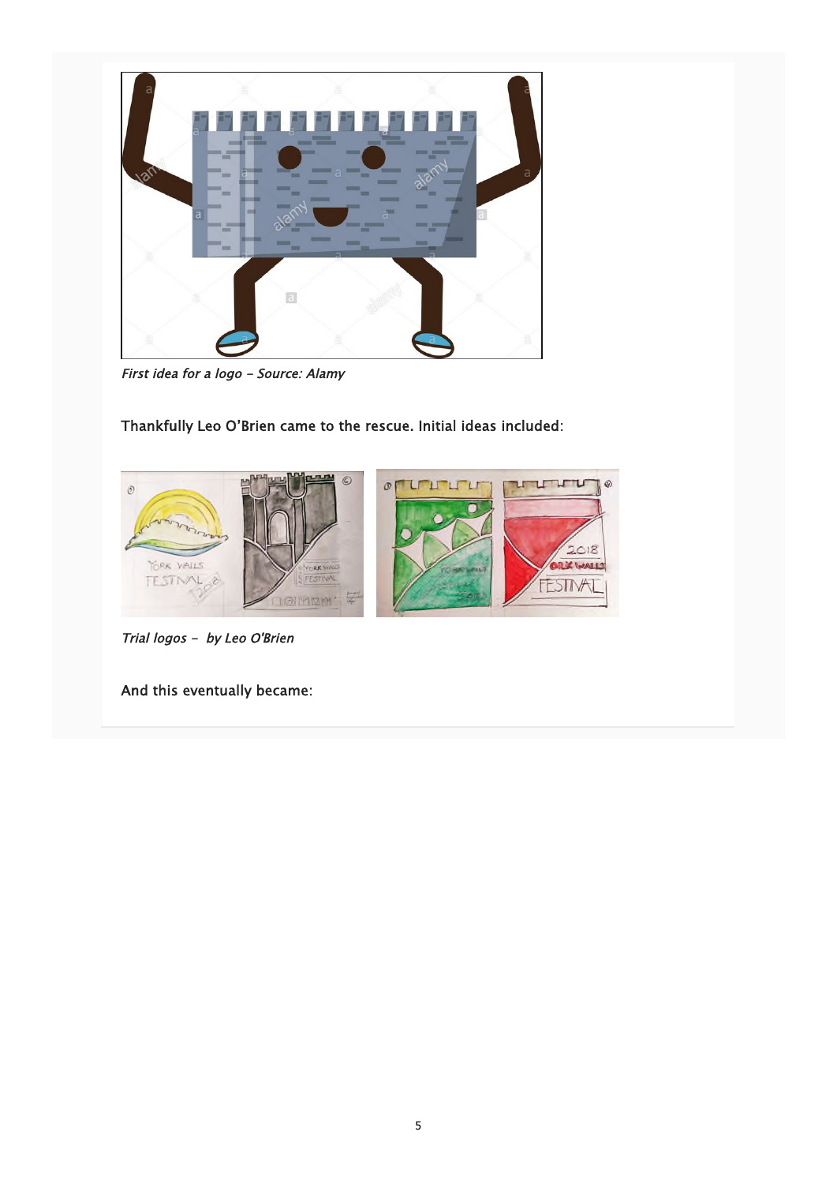*First idea for a logo – Source: Alamy*

Thankfully Leo O'Brien came to the rescue. Initial ideas included:

*Trial logos – by Leo O'Brien*

And this eventually became: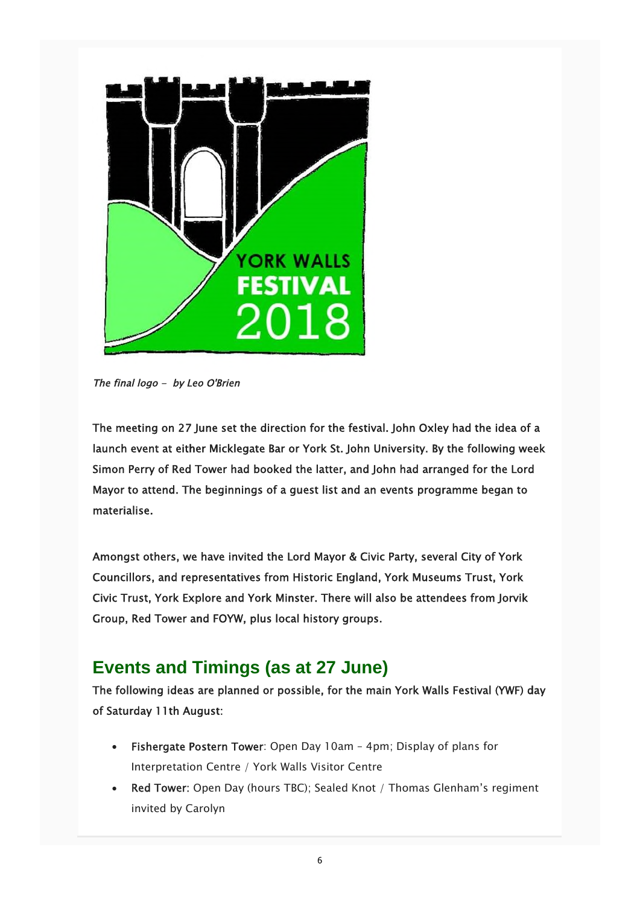*The final logo - by Leo O'Brien*

The meeting on 27 June set the direction for the festival. John Oxley had the idea of a launch event at either Micklegate Bar or York St. John University. By the following week Simon Perry of Red Tower had booked the latter, and John had arranged for the Lord Mayor to attend. The beginnings of a guest list and an events programme began to materialise.

Amongst others, we have invited the Lord Mayor & Civic Party, several City of York Councillors, and representatives from Historic England, York Museums Trust, York Civic Trust, York Explore and York Minster. There will also be attendees from Jorvik Group, Red Tower and FOYW, plus local history groups.

## Events and Timings (as at 27 June)

The following ideas are planned or possible, for the main York Walls Festival (YWF) day of Saturday 11th August:

- Fishergate Postern Tower: Open Day 10am – 4pm; Display of plans for Interpretation Centre / York Walls Visitor Centre
- Red Tower: Open Day (hours TBC); Sealed Knot / Thomas Glenham's regiment invited by Carolyn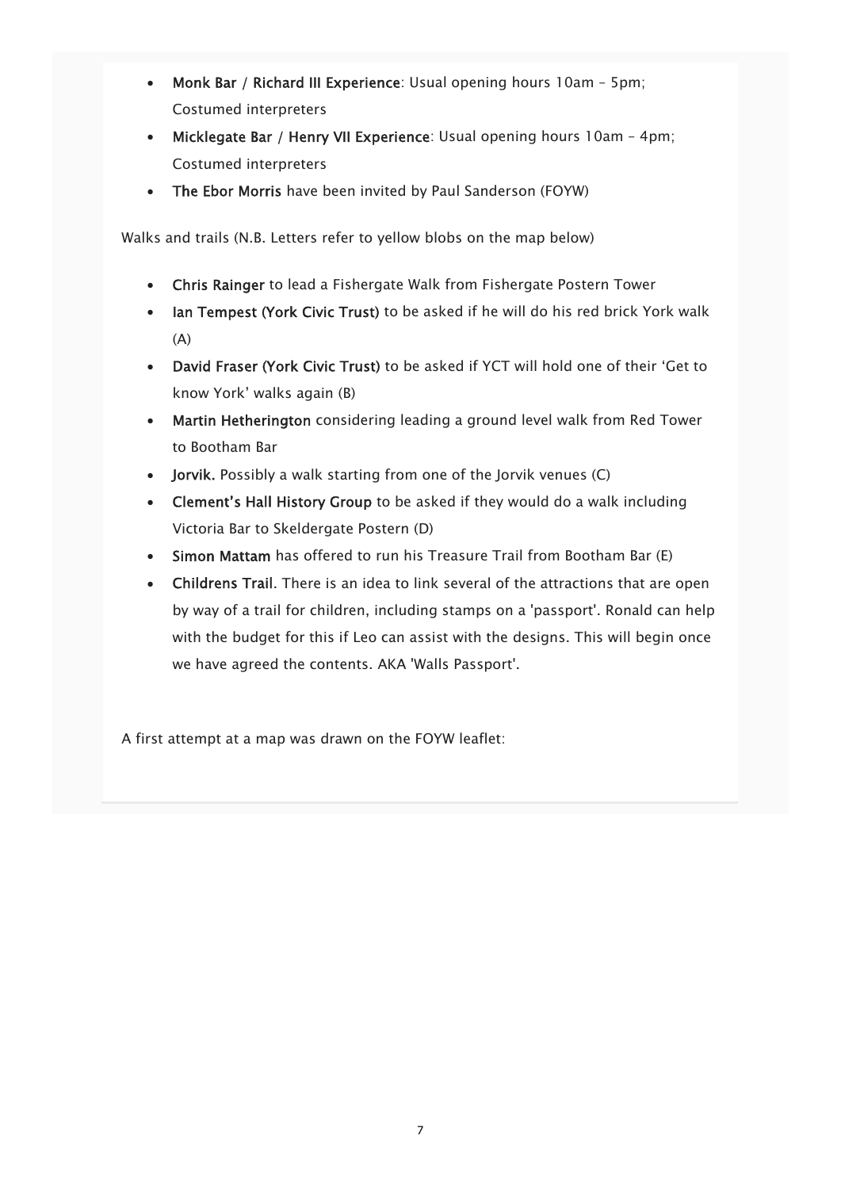- **Monk Bar / Richard III Experience**: Usual opening hours 10am – 5pm; Costumed interpreters
- **Micklegate Bar / Henry VII Experience**: Usual opening hours 10am – 4pm; Costumed interpreters
- **The Ebor Morris** have been invited by Paul Sanderson (FOYW)

Walks and trails (N.B. Letters refer to yellow blobs on the map below)

- **Chris Rainger** to lead a Fishergate Walk from Fishergate Postern Tower
- **Ian Tempest (York Civic Trust)** to be asked if he will do his red brick York walk (A)
- **David Fraser (York Civic Trust)** to be asked if YCT will hold one of their 'Get to know York' walks again (B)
- **Martin Hetherington** considering leading a ground level walk from Red Tower to Bootham Bar
- **Jorvik.** Possibly a walk starting from one of the Jorvik venues (C)
- **Clement's Hall History Group** to be asked if they would do a walk including Victoria Bar to Skeldergate Postern (D)
- **Simon Mattam** has offered to run his Treasure Trail from Bootham Bar (E)
- **Childrens Trail**. There is an idea to link several of the attractions that are open by way of a trail for children, including stamps on a 'passport'. Ronald can help with the budget for this if Leo can assist with the designs. This will begin once we have agreed the contents. AKA 'Walls Passport'.

A first attempt at a map was drawn on the FOYW leaflet: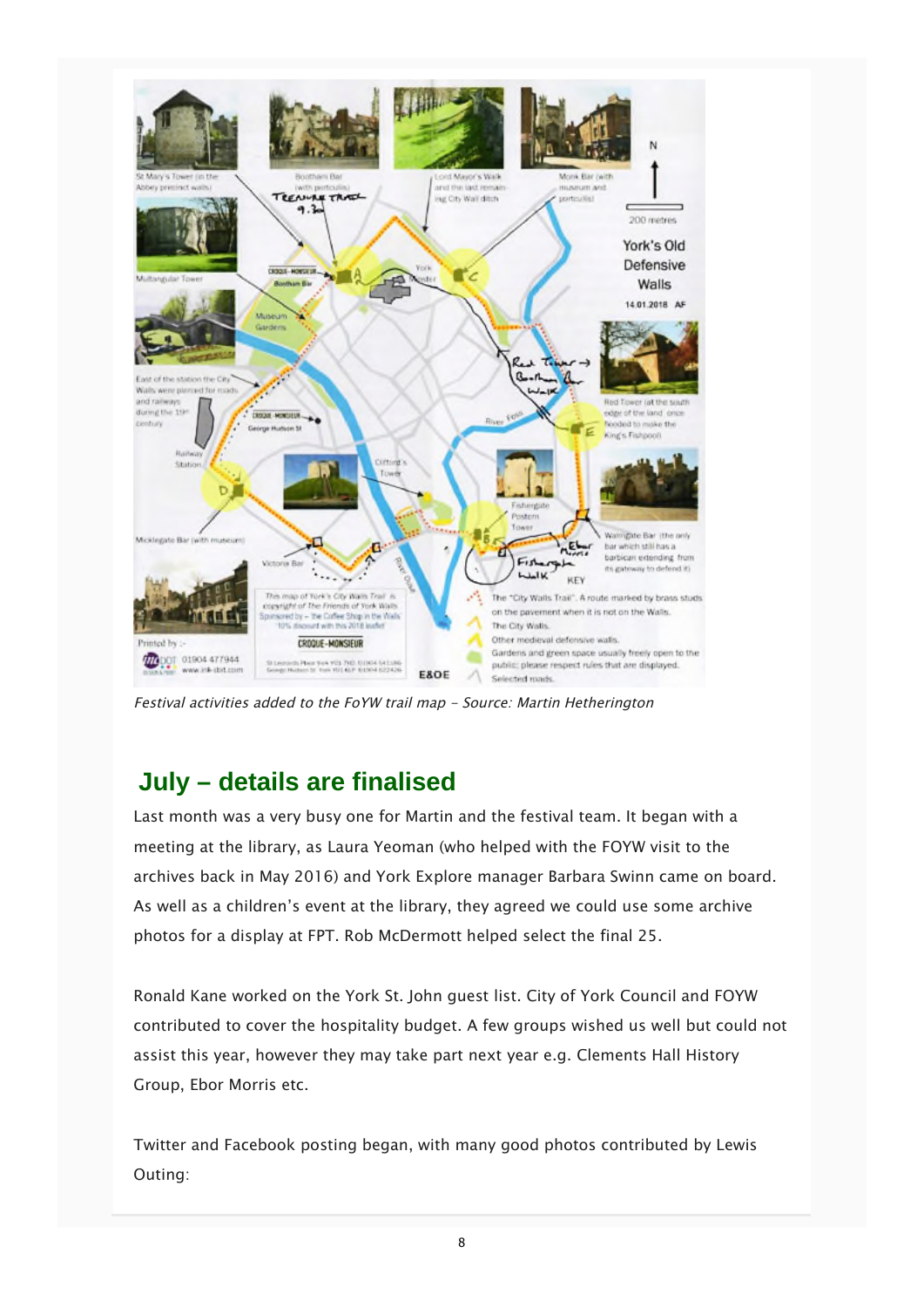*Festival activities added to the FoYW trail map – Source: Martin Hetherington*

## July – details are finalised

Last month was a very busy one for Martin and the festival team. It began with a meeting at the library, as Laura Yeoman (who helped with the FOYW visit to the archives back in May 2016) and York Explore manager Barbara Swinn came on board. As well as a children's event at the library, they agreed we could use some archive photos for a display at FPT. Rob McDermott helped select the final 25.

Ronald Kane worked on the York St. John guest list. City of York Council and FOYW contributed to cover the hospitality budget. A few groups wished us well but could not assist this year, however they may take part next year e.g. Clements Hall History Group, Ebor Morris etc.

Twitter and Facebook posting began, with many good photos contributed by Lewis Outing: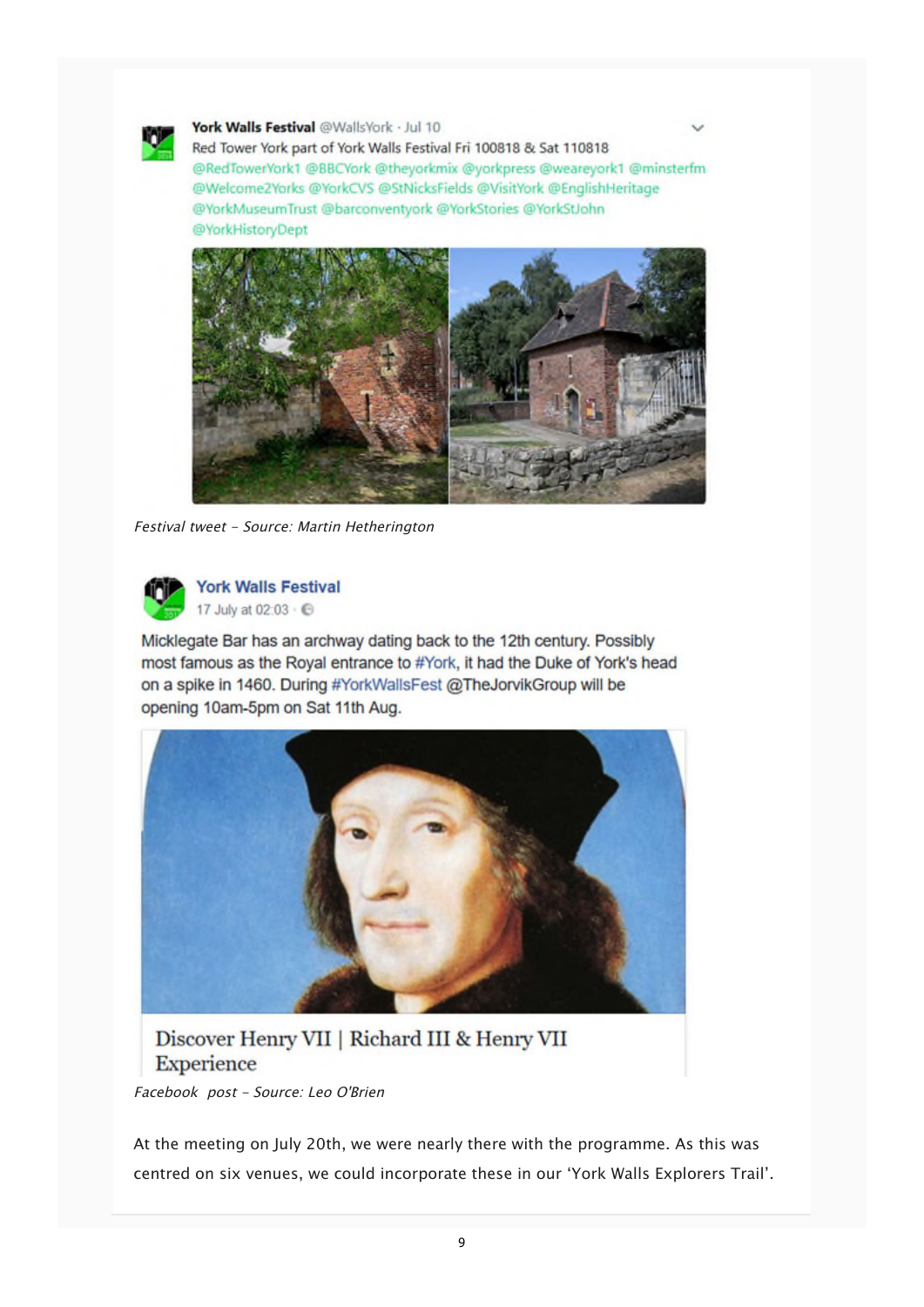York Walls Festival @WallsYork · Jul 10
Red Tower York part of York Walls Festival Fri 100818 & Sat 110818 @RedTowerYork1 @BBCYork @theyorkmix @yorkpress @weareyork1 @minsterfm @Welcome2Yorks @YorkCVS @StNicksFields @VisitYork @EnglishHeritage @YorkMuseumTrust @barconventyork @YorkStories @YorkStJohn @YorkHistoryDept

*Festival tweet - Source: Martin Hetherington*

York Walls Festival
17 July at 02:03

Micklegate Bar has an archway dating back to the 12th century. Possibly most famous as the Royal entrance to #York, it had the Duke of York's head on a spike in 1460. During #YorkWallsFest @TheJorvikGroup will be opening 10am-5pm on Sat 11th Aug.

Discover Henry VII | Richard III & Henry VII Experience

*Facebook post - Source: Leo O'Brien*

At the meeting on July 20th, we were nearly there with the programme. As this was centred on six venues, we could incorporate these in our 'York Walls Explorers Trail'.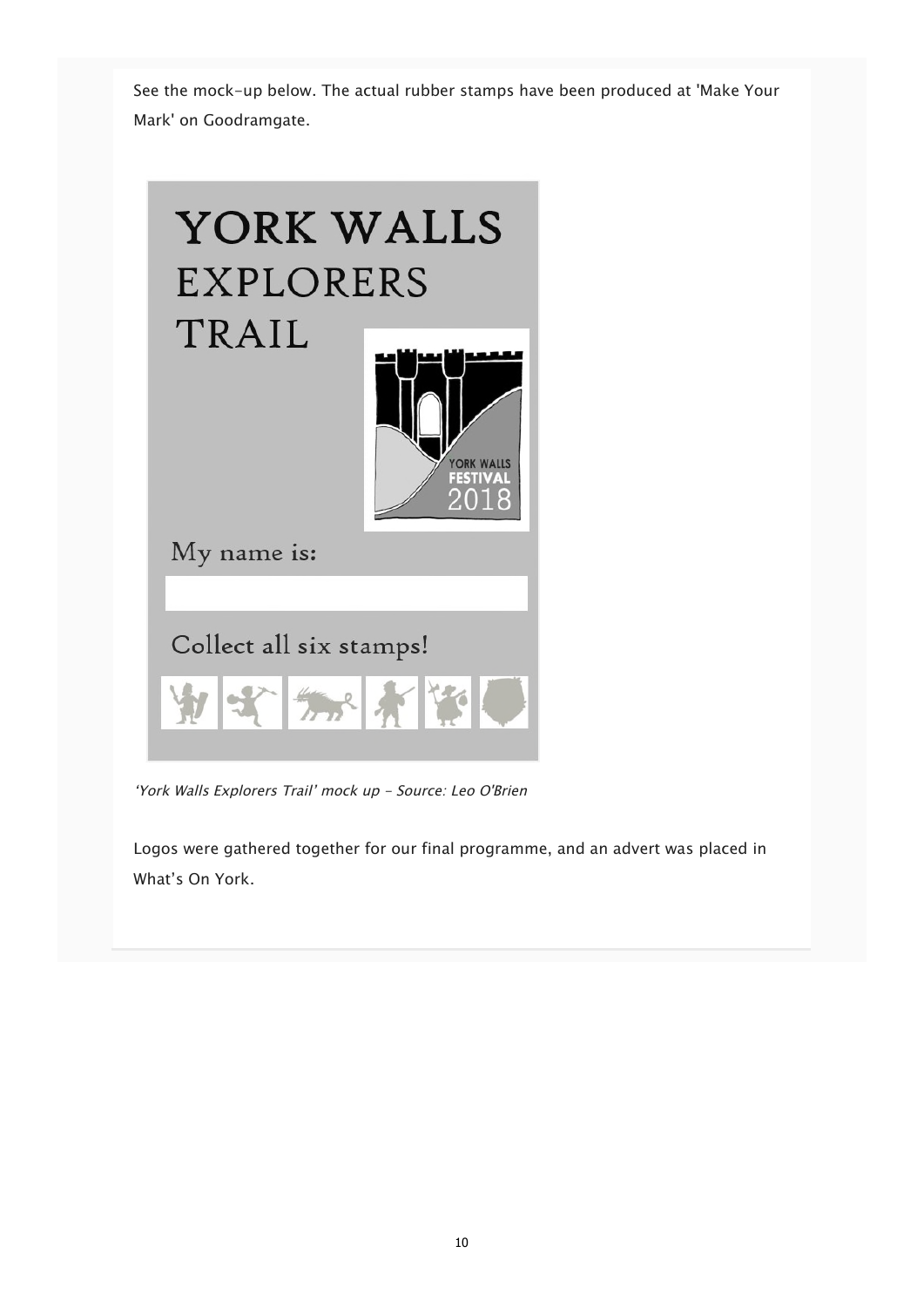See the mock-up below. The actual rubber stamps have been produced at 'Make Your Mark' on Goodramgate.

*'York Walls Explorers Trail' mock up - Source: Leo O'Brien*

Logos were gathered together for our final programme, and an advert was placed in What's On York.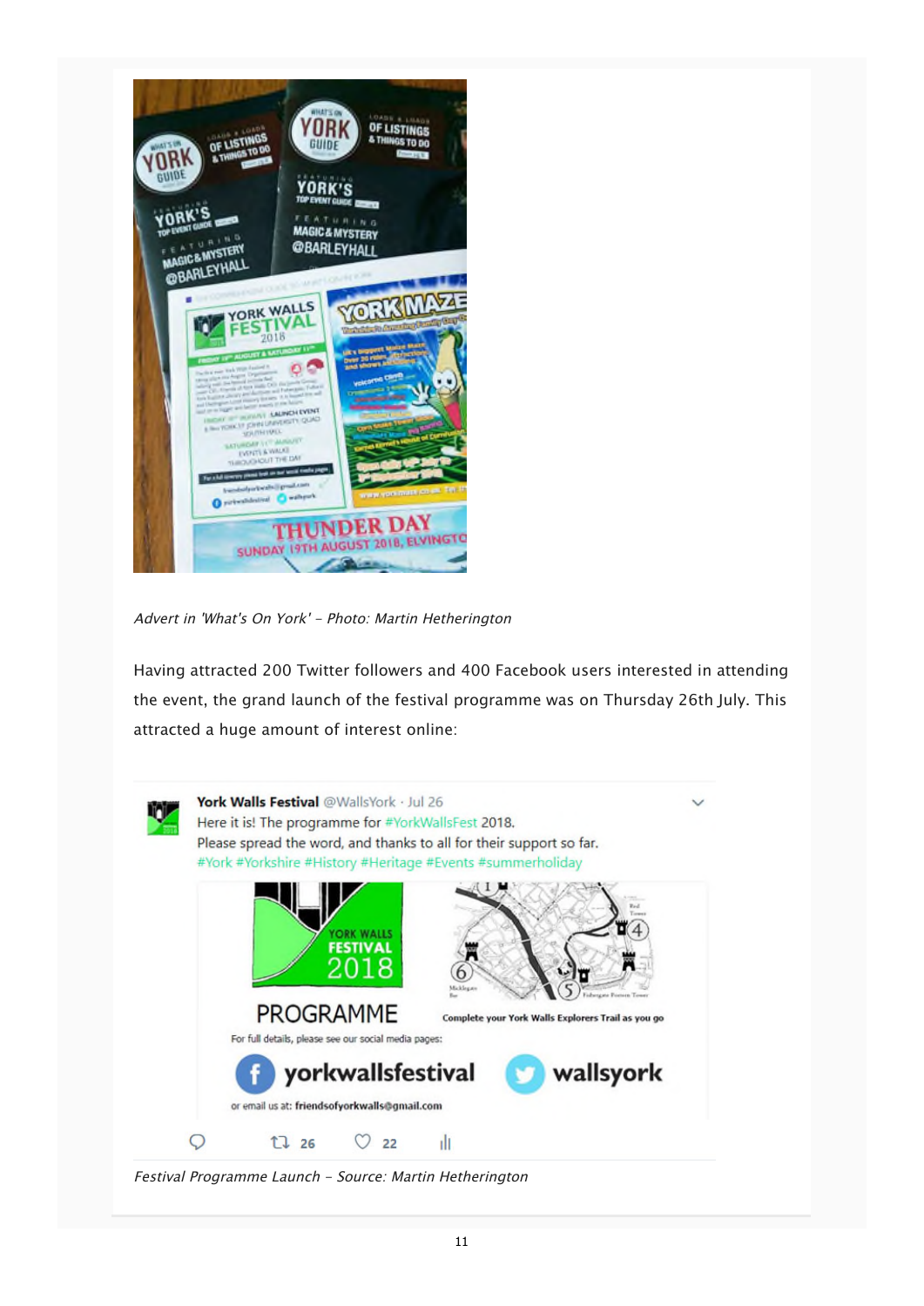*Advert in 'What's On York' - Photo: Martin Hetherington*

Having attracted 200 Twitter followers and 400 Facebook users interested in attending the event, the grand launch of the festival programme was on Thursday 26th July. This attracted a huge amount of interest online:

*Festival Programme Launch - Source: Martin Hetherington*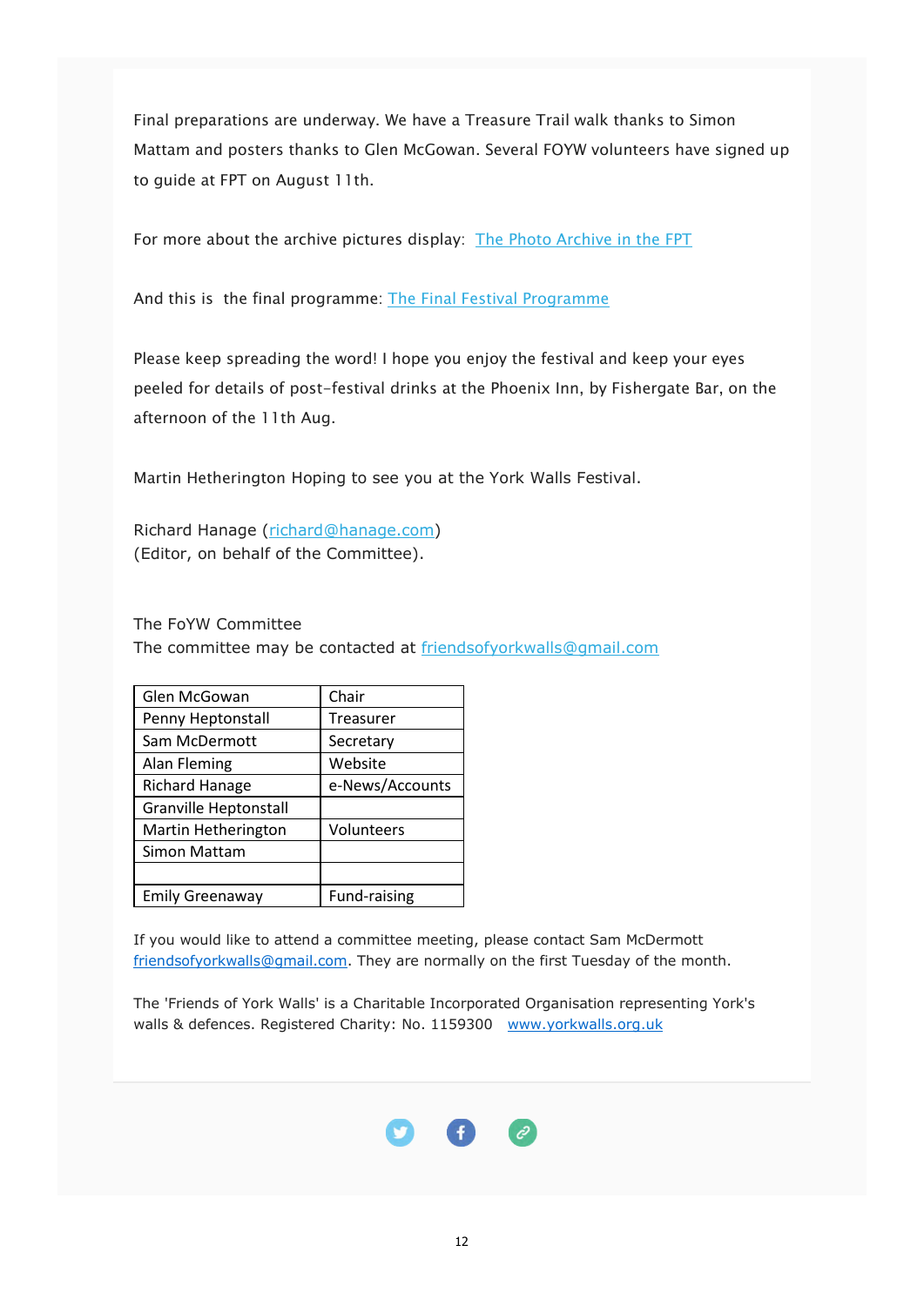Final preparations are underway. We have a Treasure Trail walk thanks to Simon Mattam and posters thanks to Glen McGowan. Several FOYW volunteers have signed up to guide at FPT on August 11th.

For more about the archive pictures display: [The Photo Archive in the FPT]

And this is the final programme: [The Final Festival Programme]

Please keep spreading the word! I hope you enjoy the festival and keep your eyes peeled for details of post-festival drinks at the Phoenix Inn, by Fishergate Bar, on the afternoon of the 11th Aug.

Martin Hetherington Hoping to see you at the York Walls Festival.

Richard Hanage (richard@hanage.com)
(Editor, on behalf of the Committee).

The FoYW Committee
The committee may be contacted at friendsofyorkwalls@gmail.com

| | |
|---|---|
| Glen McGowan | Chair |
| Penny Heptonstall | Treasurer |
| Sam McDermott | Secretary |
| Alan Fleming | Website |
| Richard Hanage | e-News/Accounts |
| Granville Heptonstall | |
| Martin Hetherington | Volunteers |
| Simon Mattam | |
| | |
| Emily Greenaway | Fund-raising |

If you would like to attend a committee meeting, please contact Sam McDermott friendsofyorkwalls@gmail.com. They are normally on the first Tuesday of the month.

The 'Friends of York Walls' is a Charitable Incorporated Organisation representing York's walls & defences. Registered Charity: No. 1159300 www.yorkwalls.org.uk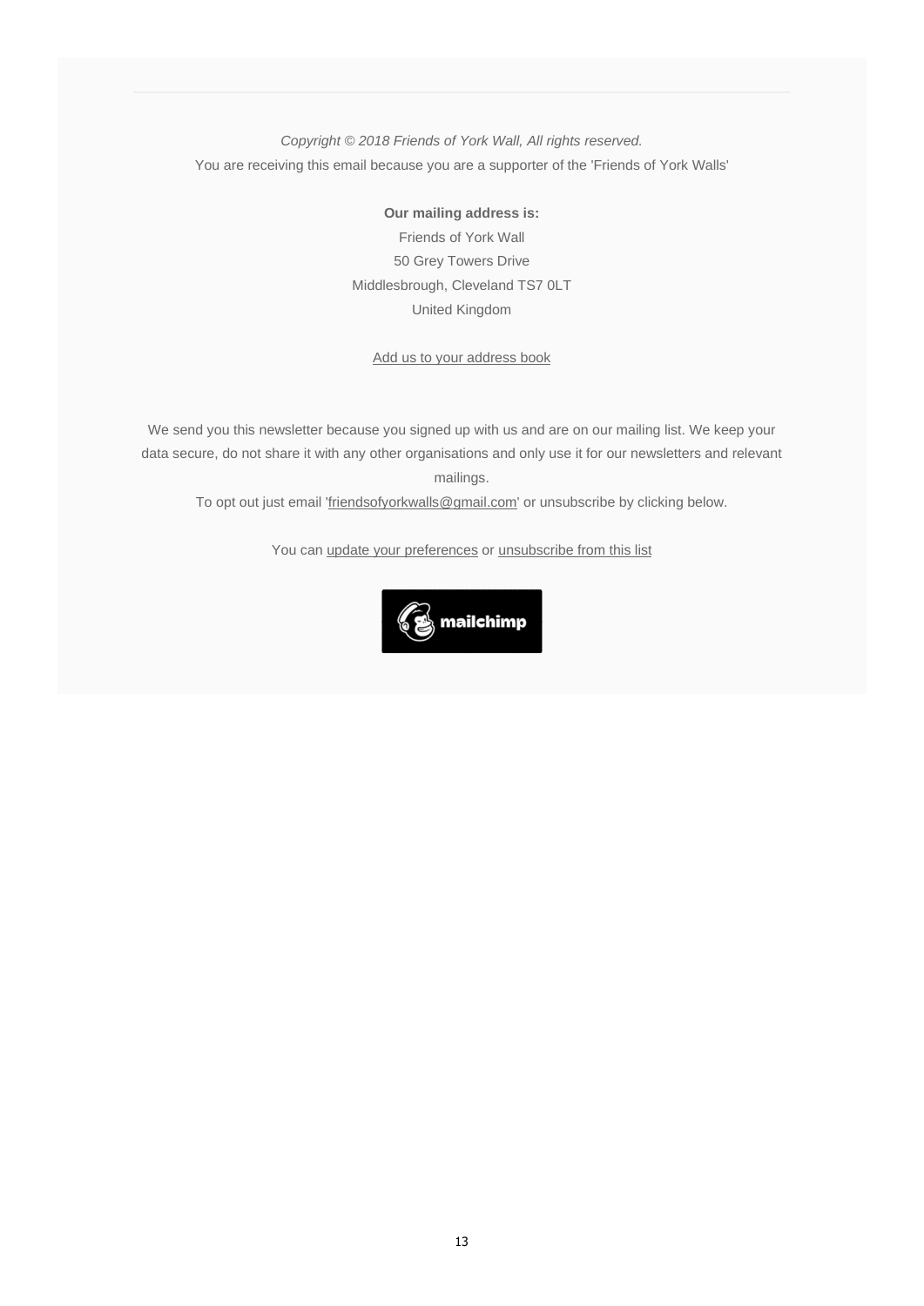*Copyright © 2018 Friends of York Wall, All rights reserved.*
You are receiving this email because you are a supporter of the 'Friends of York Walls'

**Our mailing address is:**
Friends of York Wall
50 Grey Towers Drive
Middlesbrough, Cleveland TS7 0LT
United Kingdom

Add us to your address book

We send you this newsletter because you signed up with us and are on our mailing list. We keep your data secure, do not share it with any other organisations and only use it for our newsletters and relevant mailings.
To opt out just email 'friendsofyorkwalls@gmail.com' or unsubscribe by clicking below.

You can update your preferences or unsubscribe from this list

mailchimp